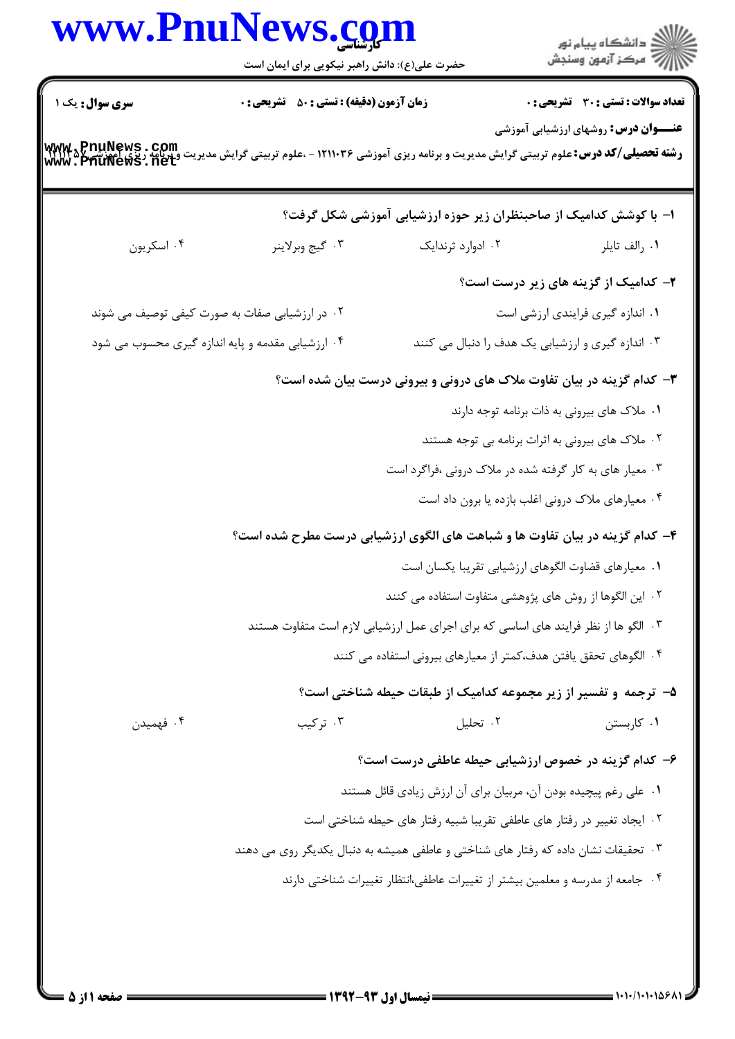**سری سوال:** یک ۱

**زمان آزمون (دقیقه) : تستی : ۵۰ تشریحی : ۰**

**تعداد سوالات : تستی : ۳۰ تشریحی : ۰**

**عنـــوان درس:** روشهای ارزشیابی آموزشی

**رشته تحصیلی/کد درس:** علوم تربیتی گرایش مدیریت و برنامه ریزی آموزشی ۱۲۱۱۰۳۶ - ،علوم تربیتی گرایش مدیریت وبرنامه ریزی آموزشی ۱۲۱۱۴۵۷

**۱- با کوشش کدامیک از صاحبنظران زیر حوزه ارزشیابی آموزشی شکل گرفت؟**

۱. رالف تایلر
۲. اداورد ثرندایک
۳. گیج وبرلاینر
۴. اسکریون

**۲- کدامیک از گزینه های زیر درست است؟**

۱. اندازه گیری فرایندی ارزشی است
۲. در ارزشیابی صفات به صورت کیفی توصیف می شوند
۳. اندازه گیری و ارزشیابی یک هدف را دنبال می کنند
۴. ارزشیابی مقدمه و پایه اندازه گیری محسوب می شود

**۳- کدام گزینه در بیان تفاوت ملاک های درونی و بیرونی درست بیان شده است؟**

۱. ملاک های بیرونی به ذات برنامه توجه دارند
۲. ملاک های بیرونی به اثرات برنامه بی توجه هستند
۳. معیار های به کار گرفته شده در ملاک درونی ،فراگرد است
۴. معیارهای ملاک درونی اغلب بازده یا برون داد است

**۴- کدام گزینه در بیان تفاوت ها و شباهت های الگوی ارزشیابی درست مطرح شده است؟**

۱. معیارهای قضاوت الگوهای ارزشیابی تقریبا یکسان است
۲. این الگوها از روش های پژوهشی متفاوت استفاده می کنند
۳. الگو ها از نظر فرایند های اساسی که برای اجرای عمل ارزشیابی لازم است متفاوت هستند
۴. الگوهای تحقق یافتن هدف،کمتر از معیارهای بیرونی استفاده می کنند

**۵- ترجمه و تفسیر از زیر مجموعه کدامیک از طبقات حیطه شناختی است؟**

۱. کاربستن
۲. تحلیل
۳. ترکیب
۴. فهمیدن

**۶- کدام گزینه در خصوص ارزشیابی حیطه عاطفی درست است؟**

۱. علی رغم پیچیده بودن آن، مربیان برای آن ارزش زیادی قائل هستند
۲. ایجاد تغییر در رفتار های عاطفی تقریبا شبیه رفتار های حیطه شناختی است
۳. تحقیقات نشان داده که رفتار های شناختی و عاطفی همیشه به دنبال یکدیگر روی می دهند
۴. جامعه از مدرسه و معلمین بیشتر از تغییرات عاطفی،انتظار تغییرات شناختی دارند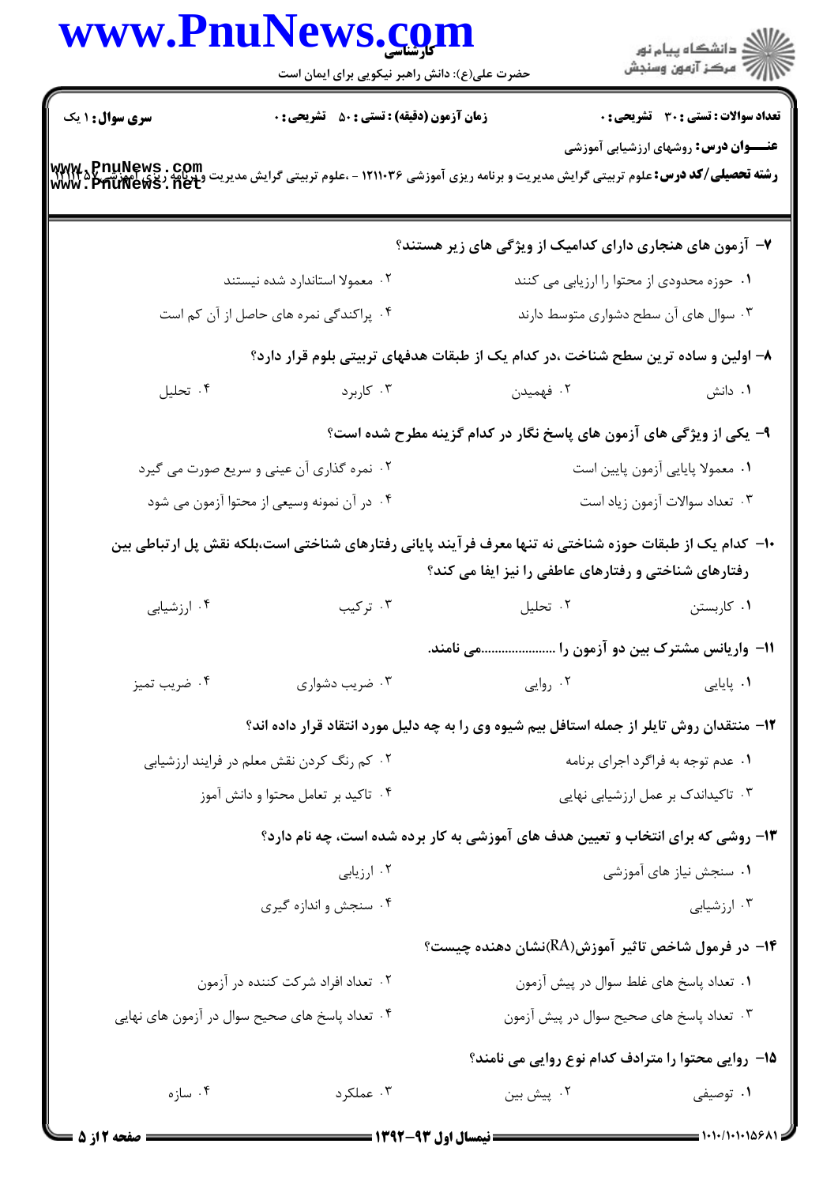**سری سوال:** ۱ یک | **زمان آزمون (دقیقه) : تستی :** ۵۰ **تشریحی :** ۰ | **تعداد سوالات : تستی :** ۳۰ **تشریحی :** ۰

**عنـــوان درس:** روشهای ارزشیابی آموزشی

**رشته تحصیلی/کد درس:** علوم تربیتی گرایش مدیریت و برنامه ریزی آموزشی ۱۲۱۱۰۳۶ - ،علوم تربیتی گرایش مدیریت وبرنامه ریزی آموزشی ۱۲۱۱۴۵۷

۷- آزمون های هنجاری دارای کدامیک از ویژگی های زیر هستند؟

۱. حوزه محدودی از محتوا را ارزیابی می کنند

۲. معمولا استاندارد شده نیستند

۳. سوال های آن سطح دشواری متوسط دارند

۴. پراکندگی نمره های حاصل از آن کم است

۸- اولین و ساده ترین سطح شناخت ،در کدام یک از طبقات هدفهای تربیتی بلوم قرار دارد؟

۱. دانش

۲. فهمیدن

۳. کاربرد

۴. تحلیل

۹- یکی از ویژگی های آزمون های پاسخ نگار در کدام گزینه مطرح شده است؟

۱. معمولا پایایی آزمون پایین است

۲. نمره گذاری آن عینی و سریع صورت می گیرد

۳. تعداد سوالات آزمون زیاد است

۴. در آن نمونه وسیعی از محتوا آزمون می شود

۱۰- کدام یک از طبقات حوزه شناختی نه تنها معرف فرآیند پایانی رفتارهای شناختی است،بلکه نقش پل ارتباطی بین رفتارهای شناختی و رفتارهای عاطفی را نیز ایفا می کند؟

۱. کاربستن

۲. تحلیل

۳. ترکیب

۴. ارزشیابی

۱۱- واریانس مشترک بین دو آزمون را .....................می نامند.

۱. پایایی

۲. روایی

۳. ضریب دشواری

۴. ضریب تمیز

۱۲- منتقدان روش تایلر از جمله استافل بیم شیوه وی را به چه دلیل مورد انتقاد قرار داده اند؟

۱. عدم توجه به فراگرد اجرای برنامه

۲. کم رنگ کردن نقش معلم در فرایند ارزشیابی

۳. تاکیدِاندک بر عمل ارزشیابی نهایی

۴. تاکید بر تعامل محتوا و دانش آموز

۱۳- روشی که برای انتخاب و تعیین هدف های آموزشی به کار برده شده است، چه نام دارد؟

۱. سنجش نیاز های آموزشی

۲. ارزیابی

۳. ارزشیابی

۴. سنجش و اندازه گیری

۱۴- در فرمول شاخص تاثیر آموزش(RA)نشان دهنده چیست؟

۱. تعداد پاسخ های غلط سوال در پیش آزمون

۲. تعداد افراد شرکت کننده در آزمون

۳. تعداد پاسخ های صحیح سوال در پیش آزمون

۴. تعداد پاسخ های صحیح سوال در آزمون های نهایی

۱۵- روایی محتوا را مترادف کدام نوع روایی می نامند؟

۱. توصیفی

۲. پیش بین

۳. عملکرد

۴. سازه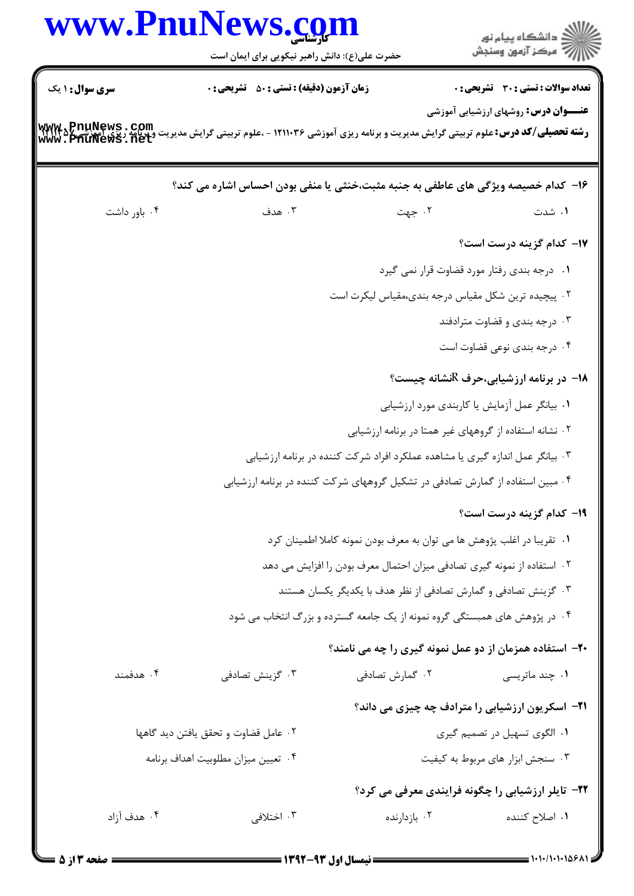**سری سوال:** ۱ یک

**زمان آزمون (دقیقه) : تستی :** ۵۰ **تشریحی :** ۰

**تعداد سوالات : تستی :** ۳۰ **تشریحی :** ۰

**عنـــوان درس:** روشهای ارزشیابی آموزشی

**رشته تحصیلی/کد درس:** علوم تربیتی گرایش مدیریت و برنامه ریزی آموزشی ۱۲۱۱۰۳۶ - ،علوم تربیتی گرایش مدیریت وبرنامه ریزی آموزشی ۱۲۱۱۴۵۷

۱۶- کدام خصیصه ویژگی های عاطفی به جنبه مثبت،خنثی یا منفی بودن احساس اشاره می کند؟

۱. شدت
۲. جهت
۳. هدف
۴. باور داشت

۱۷- کدام گزینه درست است؟

۱. درجه بندی رفتار مورد قضاوت قرار نمی گیرد
۲. پیچیده ترین شکل مقیاس درجه بندی،مقیاس لیکرت است
۳. درجه بندی و قضاوت مترادفند
۴. درجه بندی نوعی قضاوت است

۱۸- در برنامه ارزشیابی،حرف Rنشانه چیست؟

۱. بیانگر عمل آزمایش یا کاربندی مورد ارزشیابی
۲. نشانه استفاده از گروههای غیر همتا در برنامه ارزشیابی
۳. بیانگر عمل اندازه گیری یا مشاهده عملکرد افراد شرکت کننده در برنامه ارزشیابی
۴. مبین استفاده از گمارش تصادفی در تشکیل گروههای شرکت کننده در برنامه ارزشیابی

۱۹- کدام گزینه درست است؟

۱. تقریبا در اغلب پژوهش ها می توان به معرف بودن نمونه کاملا اطمینان کرد
۲. استفاده از نمونه گیری تصادفی میزان احتمال معرف بودن را افزایش می دهد
۳. گزینش تصادفی و گمارش تصادفی از نظر هدف با یکدیگر یکسان هستند
۴. در پژوهش های همبستگی گروه نمونه از یک جامعه گسترده و بزرگ انتخاب می شود

۲۰- استفاده همزمان از دو عمل نمونه گیری را چه می نامند؟

۱. چند ماتریسی
۲. گمارش تصادفی
۳. گزینش تصادفی
۴. هدفمند

۲۱- اسکریون ارزشیابی را مترادف چه چیزی می داند؟

۱. الگوی تسهیل در تصمیم گیری
۲. عامل قضاوت و تحقق یافتن دید گاهها
۳. سنجش ابزار های مربوط به کیفیت
۴. تعیین میزان مطلوبیت اهداف برنامه

۲۲- تایلر ارزشیابی را چگونه فرایندی معرفی می کرد؟

۱. اصلاح کننده
۲. بازدارنده
۳. اختلافی
۴. هدف آزاد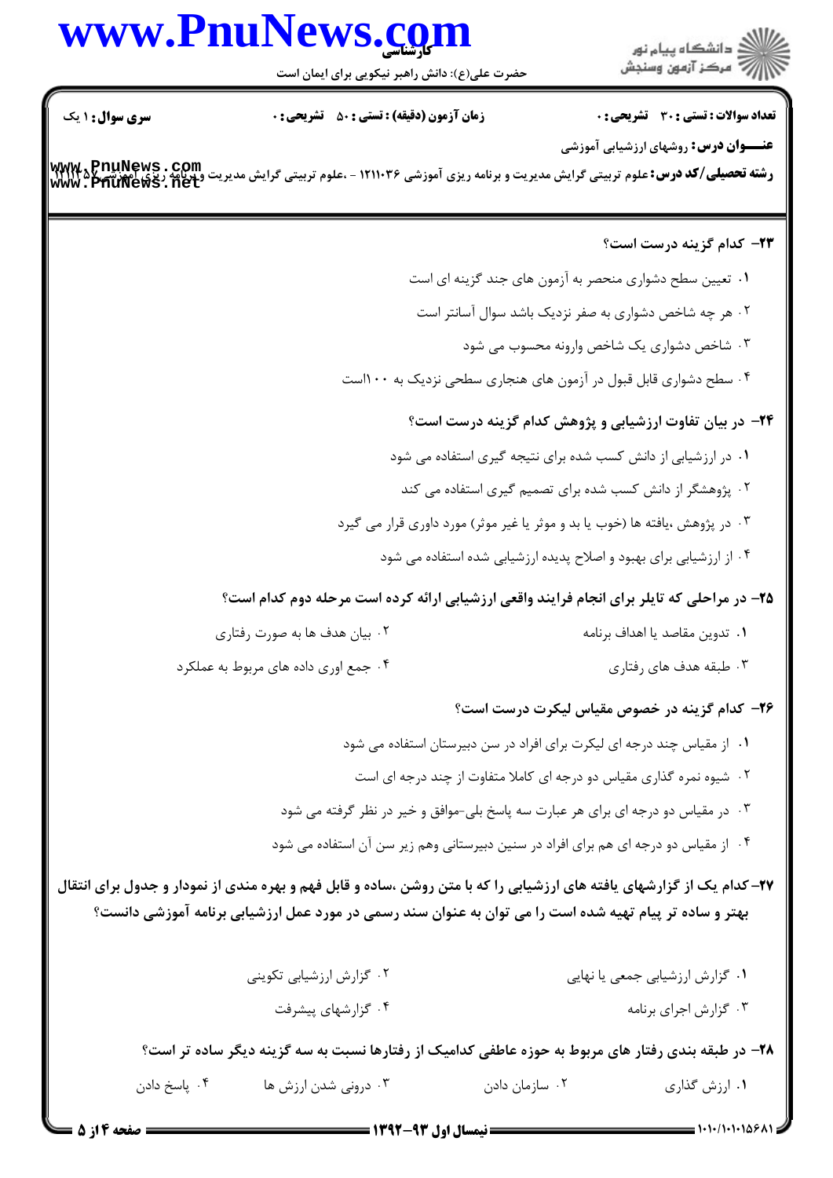**۲۳- کدام گزینه درست است؟**

۱. تعیین سطح دشواری منحصر به آزمون های جند گزینه ای است

۲. هر چه شاخص دشواری به صفر نزدیک باشد سوال آسانتر است

۳. شاخص دشواری یک شاخص وارونه محسوب می شود

۴. سطح دشواری قابل قبول در آزمون های هنجاری سطحی نزدیک به ۱۰۰است

**۲۴- در بیان تفاوت ارزشیابی و پژوهش کدام گزینه درست است؟**

۱. در ارزشیابی از دانش کسب شده برای نتیجه گیری استفاده می شود

۲. پژوهشگر از دانش کسب شده برای تصمیم گیری استفاده می کند

۳. در پژوهش ،یافته ها (خوب یا بد و موثر یا غیر موثر) مورد داوری قرار می گیرد

۴. از ارزشیابی برای بهبود و اصلاح پدیده ارزشیابی شده استفاده می شود

**۲۵- در مراحلی که تایلر برای انجام فرایند واقعی ارزشیابی ارائه کرده است مرحله دوم کدام است؟**

۱. تدوین مقاصد یا اهداف برنامه

۲. بیان هدف ها به صورت رفتاری

۳. طبقه هدف های رفتاری

۴. جمع اوری داده های مربوط به عملکرد

**۲۶- کدام گزینه در خصوص مقیاس لیکرت درست است؟**

۱. از مقیاس چند درجه ای لیکرت برای افراد در سن دبیرستان استفاده می شود

۲. شیوه نمره گذاری مقیاس دو درجه ای کاملا متفاوت از چند درجه ای است

۳. در مقیاس دو درجه ای برای هر عبارت سه پاسخ بلی-موافق و خیر در نظر گرفته می شود

۴. از مقیاس دو درجه ای هم برای افراد در سنین دبیرستانی وهم زیر سن آن استفاده می شود

**۲۷-کدام یک از گزارشهای یافته های ارزشیابی را که با متن روشن ،ساده و قابل فهم و بهره مندی از نمودار و جدول برای انتقال بهتر و ساده تر پیام تهیه شده است را می توان به عنوان سند رسمی در مورد عمل ارزشیابی برنامه آموزشی دانست؟**

۱. گزارش ارزشیابی جمعی یا نهایی

۲. گزارش ارزشیابی تکوینی

۳. گزارش اجرای برنامه

۴. گزارشهای پیشرفت

**۲۸- در طبقه بندی رفتار های مربوط به حوزه عاطفی کدامیک از رفتارها نسبت به سه گزینه دیگر ساده تر است؟**

۱. ارزش گذاری

۲. سازمان دادن

۳. درونی شدن ارزش ها

۴. پاسخ دادن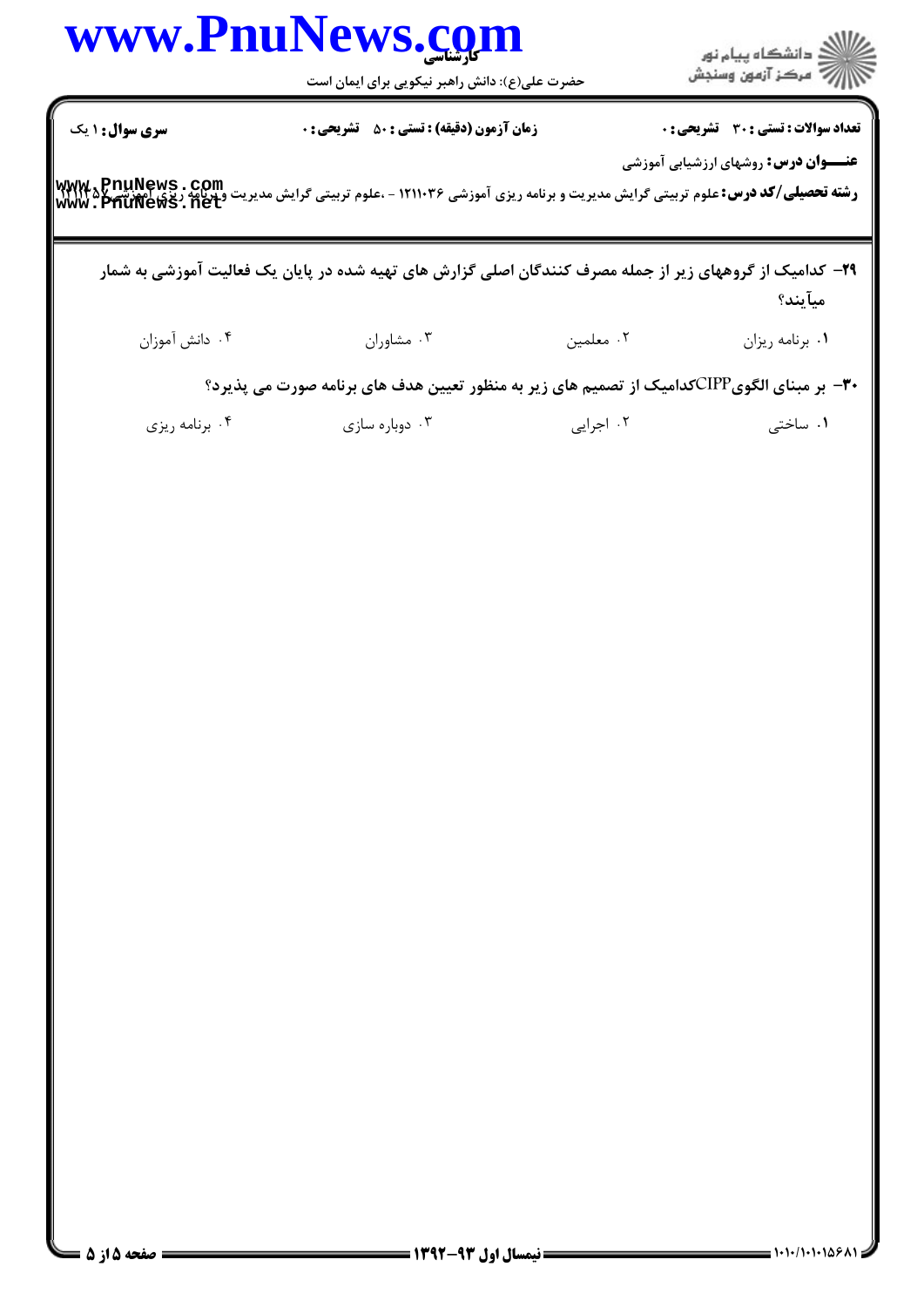۲۹- کدامیک از گروههای زیر از جمله مصرف کنندگان اصلی گزارش های تهیه شده در پایان یک فعالیت آموزشی به شمار میآیند؟

۱. برنامه ریزان
۲. معلمین
۳. مشاوران
۴. دانش آموزان

۳۰- بر مبنای الگوی CIPP کدامیک از تصمیم های زیر به منظور تعیین هدف های برنامه صورت می پذیرد؟

۱. ساختی
۲. اجرایی
۳. دوباره سازی
۴. برنامه ریزی